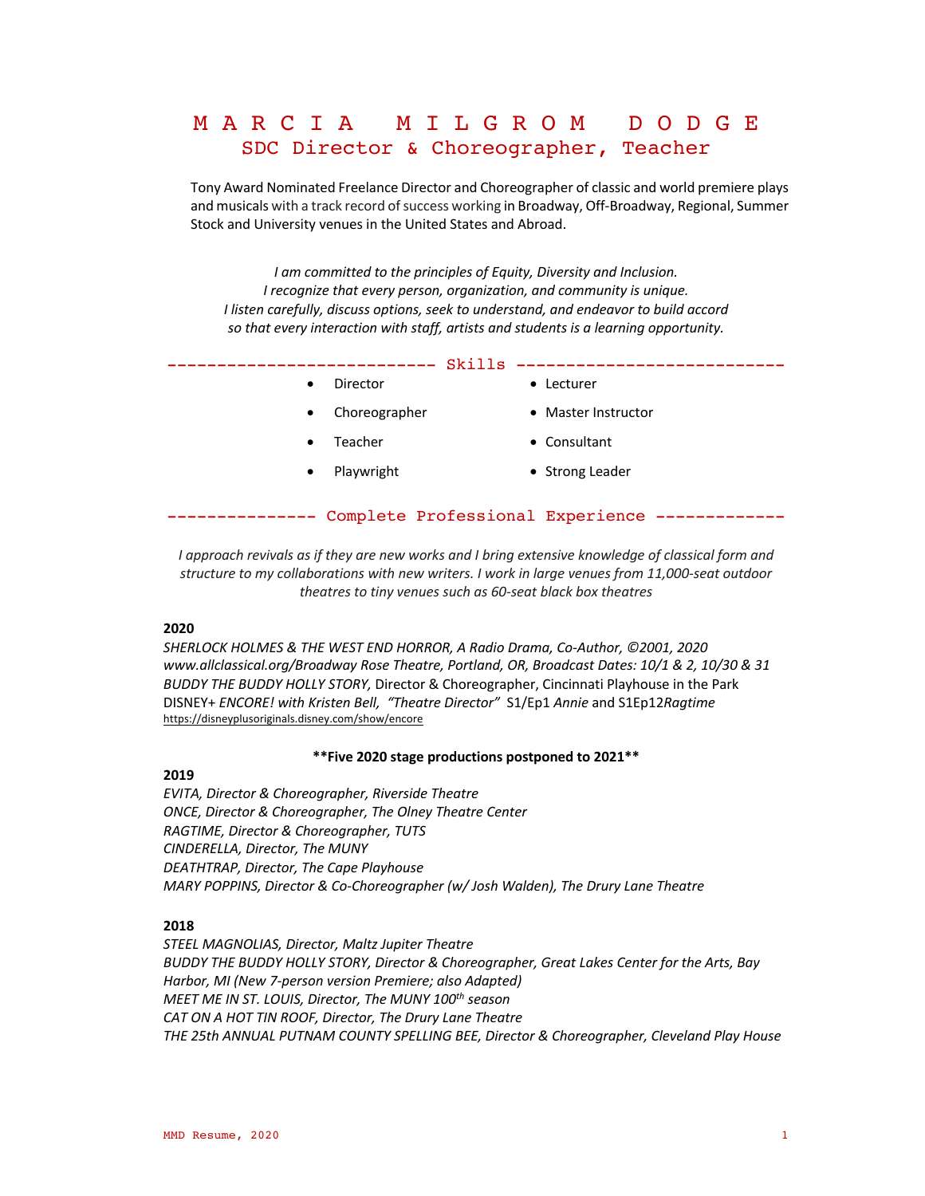# M A R C I A   M I L G R O M   D O D G E

## SDC Director & Choreographer, Teacher

Tony Award Nominated Freelance Director and Choreographer of classic and world premiere plays and musicals with a track record of success working in Broadway, Off-Broadway, Regional, Summer Stock and University venues in the United States and Abroad.

*I am committed to the principles of Equity, Diversity and Inclusion.*
*I recognize that every person, organization, and community is unique.*
*I listen carefully, discuss options, seek to understand, and endeavor to build accord so that every interaction with staff, artists and students is a learning opportunity.*

## --------------------------- Skills ---------------------------

- Director
- Choreographer
- Teacher
- Playwright
- Lecturer
- Master Instructor
- Consultant
- Strong Leader

## --------------- Complete Professional Experience -------------

*I approach revivals as if they are new works and I bring extensive knowledge of classical form and structure to my collaborations with new writers. I work in large venues from 11,000-seat outdoor theatres to tiny venues such as 60-seat black box theatres*

**2020**

*SHERLOCK HOLMES & THE WEST END HORROR, A Radio Drama, Co-Author, ©2001, 2020*
*www.allclassical.org/Broadway Rose Theatre, Portland, OR, Broadcast Dates: 10/1 & 2, 10/30 & 31*
*BUDDY THE BUDDY HOLLY STORY,* Director & Choreographer, Cincinnati Playhouse in the Park
DISNEY+ *ENCORE! with Kristen Bell, "Theatre Director"* S1/Ep1 *Annie* and S1Ep12*Ragtime*
https://disneyplusoriginals.disney.com/show/encore

**\*\*Five 2020 stage productions postponed to 2021\*\***

**2019**

*EVITA, Director & Choreographer, Riverside Theatre*
*ONCE, Director & Choreographer, The Olney Theatre Center*
*RAGTIME, Director & Choreographer, TUTS*
*CINDERELLA, Director, The MUNY*
*DEATHTRAP, Director, The Cape Playhouse*
*MARY POPPINS, Director & Co-Choreographer (w/ Josh Walden), The Drury Lane Theatre*

**2018**

*STEEL MAGNOLIAS, Director, Maltz Jupiter Theatre*
*BUDDY THE BUDDY HOLLY STORY, Director & Choreographer, Great Lakes Center for the Arts, Bay Harbor, MI (New 7-person version Premiere; also Adapted)*
*MEET ME IN ST. LOUIS, Director, The MUNY 100th season*
*CAT ON A HOT TIN ROOF, Director, The Drury Lane Theatre*
*THE 25th ANNUAL PUTNAM COUNTY SPELLING BEE, Director & Choreographer, Cleveland Play House*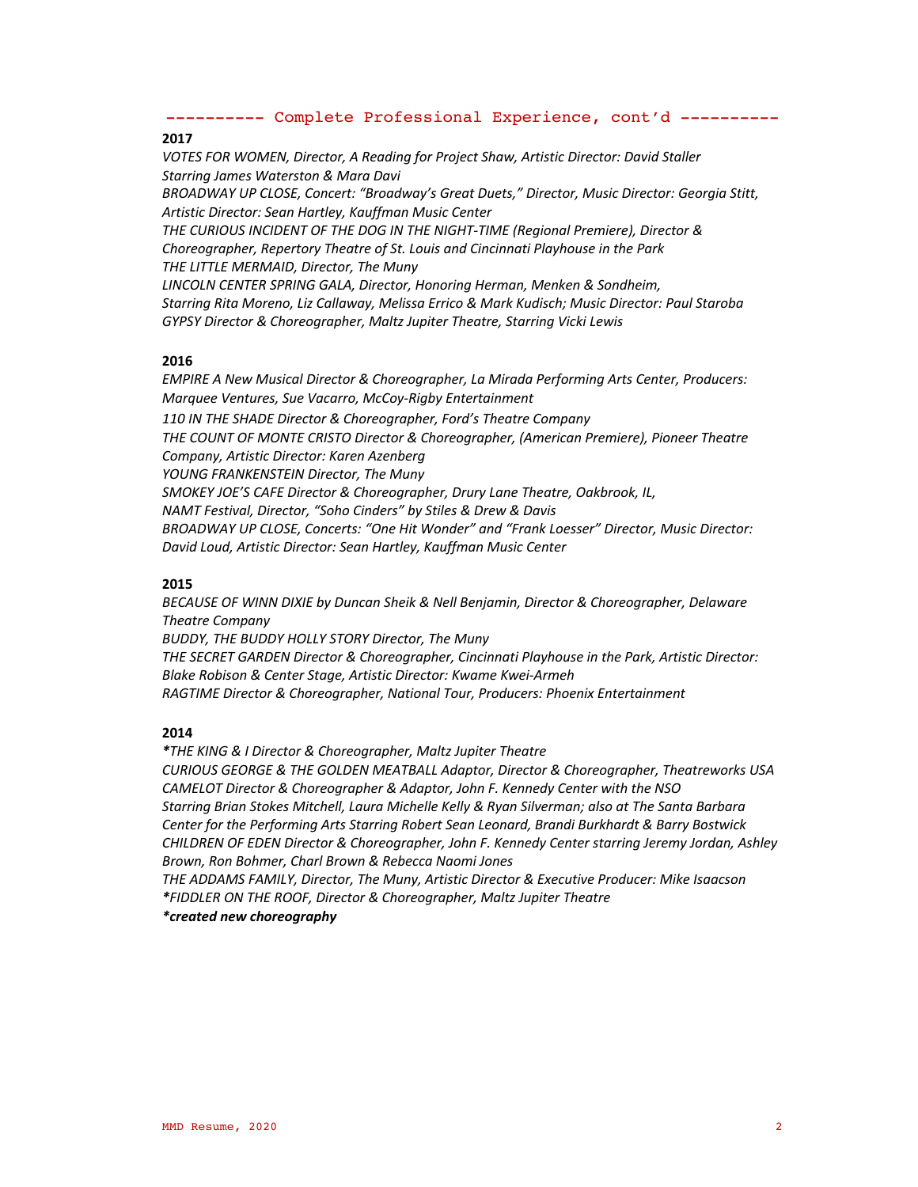## ---------- Complete Professional Experience, cont'd ----------

**2017**

*VOTES FOR WOMEN, Director, A Reading for Project Shaw, Artistic Director: David Staller Starring James Waterston & Mara Davi*
*BROADWAY UP CLOSE, Concert: "Broadway's Great Duets," Director, Music Director: Georgia Stitt, Artistic Director: Sean Hartley, Kauffman Music Center*
*THE CURIOUS INCIDENT OF THE DOG IN THE NIGHT-TIME (Regional Premiere), Director & Choreographer, Repertory Theatre of St. Louis and Cincinnati Playhouse in the Park*
*THE LITTLE MERMAID, Director, The Muny*
*LINCOLN CENTER SPRING GALA, Director, Honoring Herman, Menken & Sondheim, Starring Rita Moreno, Liz Callaway, Melissa Errico & Mark Kudisch; Music Director: Paul Staroba*
*GYPSY Director & Choreographer, Maltz Jupiter Theatre, Starring Vicki Lewis*

**2016**

*EMPIRE A New Musical Director & Choreographer, La Mirada Performing Arts Center, Producers: Marquee Ventures, Sue Vacarro, McCoy-Rigby Entertainment*
*110 IN THE SHADE Director & Choreographer, Ford's Theatre Company*
*THE COUNT OF MONTE CRISTO Director & Choreographer, (American Premiere), Pioneer Theatre Company, Artistic Director: Karen Azenberg*
*YOUNG FRANKENSTEIN Director, The Muny*
*SMOKEY JOE'S CAFE Director & Choreographer, Drury Lane Theatre, Oakbrook, IL,*
*NAMT Festival, Director, "Soho Cinders" by Stiles & Drew & Davis*
*BROADWAY UP CLOSE, Concerts: "One Hit Wonder" and "Frank Loesser" Director, Music Director: David Loud, Artistic Director: Sean Hartley, Kauffman Music Center*

**2015**

*BECAUSE OF WINN DIXIE by Duncan Sheik & Nell Benjamin, Director & Choreographer, Delaware Theatre Company*
*BUDDY, THE BUDDY HOLLY STORY Director, The Muny*
*THE SECRET GARDEN Director & Choreographer, Cincinnati Playhouse in the Park, Artistic Director: Blake Robison & Center Stage, Artistic Director: Kwame Kwei-Armeh*
*RAGTIME Director & Choreographer, National Tour, Producers: Phoenix Entertainment*

**2014**

*\*THE KING & I Director & Choreographer, Maltz Jupiter Theatre*
*CURIOUS GEORGE & THE GOLDEN MEATBALL Adaptor, Director & Choreographer, Theatreworks USA*
*CAMELOT Director & Choreographer & Adaptor, John F. Kennedy Center with the NSO Starring Brian Stokes Mitchell, Laura Michelle Kelly & Ryan Silverman; also at The Santa Barbara Center for the Performing Arts Starring Robert Sean Leonard, Brandi Burkhardt & Barry Bostwick*
*CHILDREN OF EDEN Director & Choreographer, John F. Kennedy Center starring Jeremy Jordan, Ashley Brown, Ron Bohmer, Charl Brown & Rebecca Naomi Jones*
*THE ADDAMS FAMILY, Director, The Muny, Artistic Director & Executive Producer: Mike Isaacson*
*\*FIDDLER ON THE ROOF, Director & Choreographer, Maltz Jupiter Theatre*
***\*created new choreography***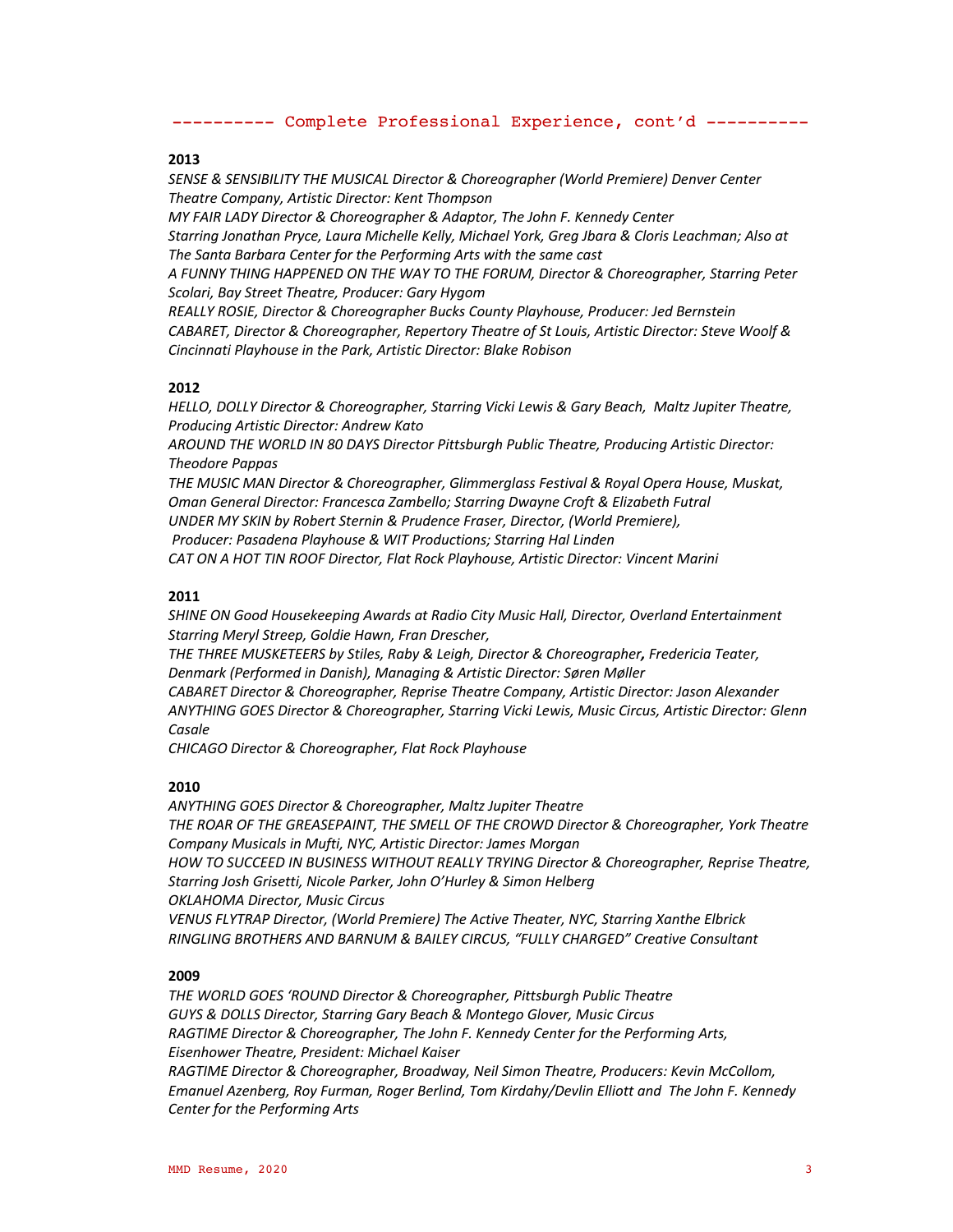## ---------- Complete Professional Experience, cont'd ----------

**2013**

*SENSE & SENSIBILITY THE MUSICAL Director & Choreographer (World Premiere) Denver Center Theatre Company, Artistic Director: Kent Thompson*
*MY FAIR LADY Director & Choreographer & Adaptor, The John F. Kennedy Center Starring Jonathan Pryce, Laura Michelle Kelly, Michael York, Greg Jbara & Cloris Leachman; Also at The Santa Barbara Center for the Performing Arts with the same cast*
*A FUNNY THING HAPPENED ON THE WAY TO THE FORUM, Director & Choreographer, Starring Peter Scolari, Bay Street Theatre, Producer: Gary Hygom*
*REALLY ROSIE, Director & Choreographer Bucks County Playhouse, Producer: Jed Bernstein*
*CABARET, Director & Choreographer, Repertory Theatre of St Louis, Artistic Director: Steve Woolf & Cincinnati Playhouse in the Park, Artistic Director: Blake Robison*

**2012**

*HELLO, DOLLY Director & Choreographer, Starring Vicki Lewis & Gary Beach, Maltz Jupiter Theatre, Producing Artistic Director: Andrew Kato*
*AROUND THE WORLD IN 80 DAYS Director Pittsburgh Public Theatre, Producing Artistic Director: Theodore Pappas*
*THE MUSIC MAN Director & Choreographer, Glimmerglass Festival & Royal Opera House, Muskat, Oman General Director: Francesca Zambello; Starring Dwayne Croft & Elizabeth Futral*
*UNDER MY SKIN by Robert Sternin & Prudence Fraser, Director, (World Premiere), Producer: Pasadena Playhouse & WIT Productions; Starring Hal Linden*
*CAT ON A HOT TIN ROOF Director, Flat Rock Playhouse, Artistic Director: Vincent Marini*

**2011**

*SHINE ON Good Housekeeping Awards at Radio City Music Hall, Director, Overland Entertainment Starring Meryl Streep, Goldie Hawn, Fran Drescher,*
*THE THREE MUSKETEERS by Stiles, Raby & Leigh, Director & Choreographer, Fredericia Teater, Denmark (Performed in Danish), Managing & Artistic Director: Søren Møller*
*CABARET Director & Choreographer, Reprise Theatre Company, Artistic Director: Jason Alexander*
*ANYTHING GOES Director & Choreographer, Starring Vicki Lewis, Music Circus, Artistic Director: Glenn Casale*
*CHICAGO Director & Choreographer, Flat Rock Playhouse*

**2010**

*ANYTHING GOES Director & Choreographer, Maltz Jupiter Theatre*
*THE ROAR OF THE GREASEPAINT, THE SMELL OF THE CROWD Director & Choreographer, York Theatre Company Musicals in Mufti, NYC, Artistic Director: James Morgan*
*HOW TO SUCCEED IN BUSINESS WITHOUT REALLY TRYING Director & Choreographer, Reprise Theatre, Starring Josh Grisetti, Nicole Parker, John O'Hurley & Simon Helberg*
*OKLAHOMA Director, Music Circus*
*VENUS FLYTRAP Director, (World Premiere) The Active Theater, NYC, Starring Xanthe Elbrick*
*RINGLING BROTHERS AND BARNUM & BAILEY CIRCUS, "FULLY CHARGED" Creative Consultant*

**2009**

*THE WORLD GOES 'ROUND Director & Choreographer, Pittsburgh Public Theatre*
*GUYS & DOLLS Director, Starring Gary Beach & Montego Glover, Music Circus*
*RAGTIME Director & Choreographer, The John F. Kennedy Center for the Performing Arts, Eisenhower Theatre, President: Michael Kaiser*
*RAGTIME Director & Choreographer, Broadway, Neil Simon Theatre, Producers: Kevin McCollom, Emanuel Azenberg, Roy Furman, Roger Berlind, Tom Kirdahy/Devlin Elliott and The John F. Kennedy Center for the Performing Arts*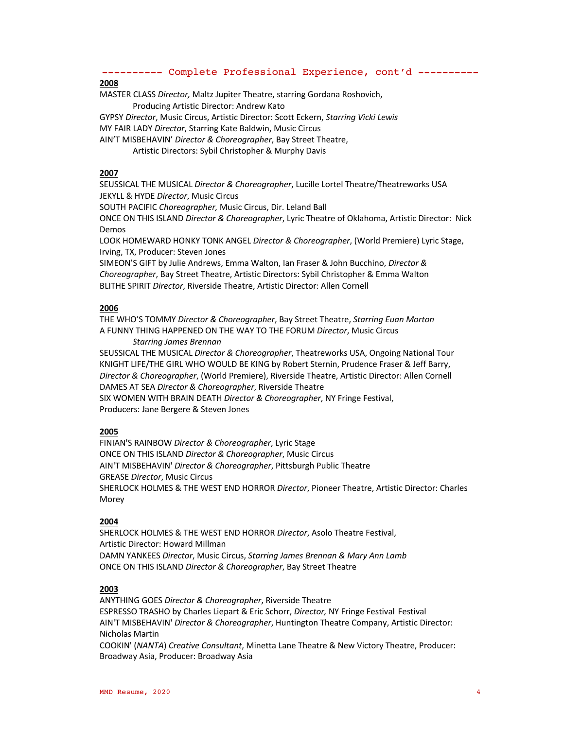## ---------- Complete Professional Experience, cont'd ----------

**2008**

MASTER CLASS *Director,* Maltz Jupiter Theatre, starring Gordana Roshovich,
Producing Artistic Director: Andrew Kato
GYPSY *Director*, Music Circus, Artistic Director: Scott Eckern, *Starring Vicki Lewis*
MY FAIR LADY *Director*, Starring Kate Baldwin, Music Circus
AIN'T MISBEHAVIN' *Director & Choreographer*, Bay Street Theatre,
Artistic Directors: Sybil Christopher & Murphy Davis

**2007**

SEUSSICAL THE MUSICAL *Director & Choreographer*, Lucille Lortel Theatre/Theatreworks USA
JEKYLL & HYDE *Director*, Music Circus
SOUTH PACIFIC *Choreographer,* Music Circus, Dir. Leland Ball
ONCE ON THIS ISLAND *Director & Choreographer*, Lyric Theatre of Oklahoma, Artistic Director: Nick Demos
LOOK HOMEWARD HONKY TONK ANGEL *Director & Choreographer*, (World Premiere) Lyric Stage, Irving, TX, Producer: Steven Jones
SIMEON'S GIFT by Julie Andrews, Emma Walton, Ian Fraser & John Bucchino, *Director & Choreographer*, Bay Street Theatre, Artistic Directors: Sybil Christopher & Emma Walton
BLITHE SPIRIT *Director*, Riverside Theatre, Artistic Director: Allen Cornell

**2006**

THE WHO'S TOMMY *Director & Choreographer*, Bay Street Theatre, *Starring Euan Morton*
A FUNNY THING HAPPENED ON THE WAY TO THE FORUM *Director*, Music Circus
*Starring James Brennan*
SEUSSICAL THE MUSICAL *Director & Choreographer*, Theatreworks USA, Ongoing National Tour
KNIGHT LIFE/THE GIRL WHO WOULD BE KING by Robert Sternin, Prudence Fraser & Jeff Barry, *Director & Choreographer*, (World Premiere), Riverside Theatre, Artistic Director: Allen Cornell
DAMES AT SEA *Director & Choreographer*, Riverside Theatre
SIX WOMEN WITH BRAIN DEATH *Director & Choreographer*, NY Fringe Festival,
Producers: Jane Bergere & Steven Jones

**2005**

FINIAN'S RAINBOW *Director & Choreographer*, Lyric Stage
ONCE ON THIS ISLAND *Director & Choreographer*, Music Circus
AIN'T MISBEHAVIN' *Director & Choreographer*, Pittsburgh Public Theatre
GREASE *Director*, Music Circus
SHERLOCK HOLMES & THE WEST END HORROR *Director*, Pioneer Theatre, Artistic Director: Charles Morey

**2004**

SHERLOCK HOLMES & THE WEST END HORROR *Director*, Asolo Theatre Festival,
Artistic Director: Howard Millman
DAMN YANKEES *Director*, Music Circus, *Starring James Brennan & Mary Ann Lamb*
ONCE ON THIS ISLAND *Director & Choreographer*, Bay Street Theatre

**2003**

ANYTHING GOES *Director & Choreographer*, Riverside Theatre
ESPRESSO TRASHO by Charles Liepart & Eric Schorr, *Director,* NY Fringe Festival Festival
AIN'T MISBEHAVIN' *Director & Choreographer*, Huntington Theatre Company, Artistic Director: Nicholas Martin
COOKIN' (*NANTA*) *Creative Consultant*, Minetta Lane Theatre & New Victory Theatre, Producer: Broadway Asia, Producer: Broadway Asia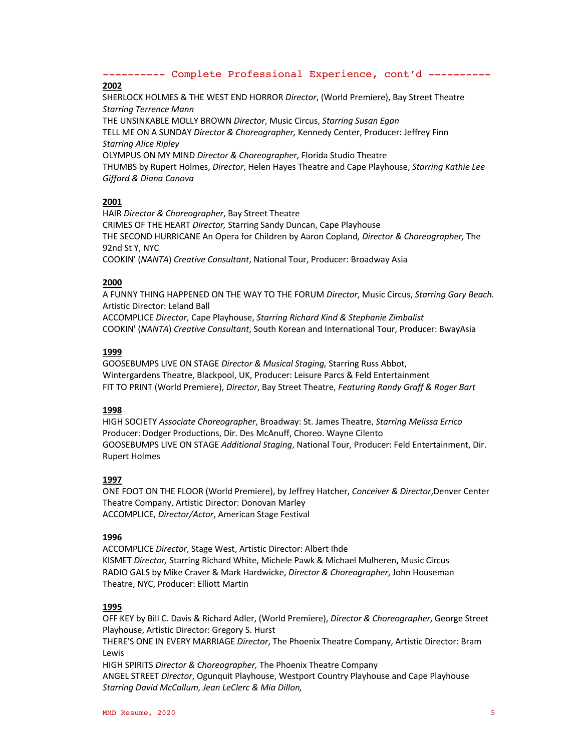## ---------- Complete Professional Experience, cont'd ----------

**2002**

SHERLOCK HOLMES & THE WEST END HORROR *Director*, (World Premiere), Bay Street Theatre *Starring Terrence Mann*
THE UNSINKABLE MOLLY BROWN *Director*, Music Circus, *Starring Susan Egan*
TELL ME ON A SUNDAY *Director & Choreographer,* Kennedy Center, Producer: Jeffrey Finn *Starring Alice Ripley*
OLYMPUS ON MY MIND *Director & Choreographer*, Florida Studio Theatre
THUMBS by Rupert Holmes, *Director*, Helen Hayes Theatre and Cape Playhouse, *Starring Kathie Lee Gifford & Diana Canova*

**2001**

HAIR *Director & Choreographer*, Bay Street Theatre
CRIMES OF THE HEART *Director,* Starring Sandy Duncan, Cape Playhouse
THE SECOND HURRICANE An Opera for Children by Aaron Copland*, Director & Choreographer,* The 92nd St Y, NYC
COOKIN' (*NANTA*) *Creative Consultant*, National Tour, Producer: Broadway Asia

**2000**

A FUNNY THING HAPPENED ON THE WAY TO THE FORUM *Director*, Music Circus, *Starring Gary Beach.* Artistic Director: Leland Ball
ACCOMPLICE *Director*, Cape Playhouse, *Starring Richard Kind & Stephanie Zimbalist*
COOKIN' (*NANTA*) *Creative Consultant*, South Korean and International Tour, Producer: BwayAsia

**1999**

GOOSEBUMPS LIVE ON STAGE *Director & Musical Staging,* Starring Russ Abbot, Wintergardens Theatre, Blackpool, UK, Producer: Leisure Parcs & Feld Entertainment
FIT TO PRINT (World Premiere), *Director*, Bay Street Theatre, *Featuring Randy Graff & Roger Bart*

**1998**

HIGH SOCIETY *Associate Choreographer*, Broadway: St. James Theatre, *Starring Melissa Errico* Producer: Dodger Productions, Dir. Des McAnuff, Choreo. Wayne Cilento
GOOSEBUMPS LIVE ON STAGE *Additional Staging*, National Tour, Producer: Feld Entertainment, Dir. Rupert Holmes

**1997**

ONE FOOT ON THE FLOOR (World Premiere), by Jeffrey Hatcher, *Conceiver & Director*,Denver Center Theatre Company, Artistic Director: Donovan Marley
ACCOMPLICE, *Director/Actor*, American Stage Festival

**1996**

ACCOMPLICE *Director*, Stage West, Artistic Director: Albert Ihde
KISMET *Director,* Starring Richard White, Michele Pawk & Michael Mulheren, Music Circus
RADIO GALS by Mike Craver & Mark Hardwicke, *Director & Choreographer*, John Houseman Theatre, NYC, Producer: Elliott Martin

**1995**

OFF KEY by Bill C. Davis & Richard Adler, (World Premiere), *Director & Choreographer*, George Street Playhouse, Artistic Director: Gregory S. Hurst
THERE'S ONE IN EVERY MARRIAGE *Director*, The Phoenix Theatre Company, Artistic Director: Bram Lewis
HIGH SPIRITS *Director & Choreographer,* The Phoenix Theatre Company
ANGEL STREET *Director*, Ogunquit Playhouse, Westport Country Playhouse and Cape Playhouse *Starring David McCallum, Jean LeClerc & Mia Dillon,*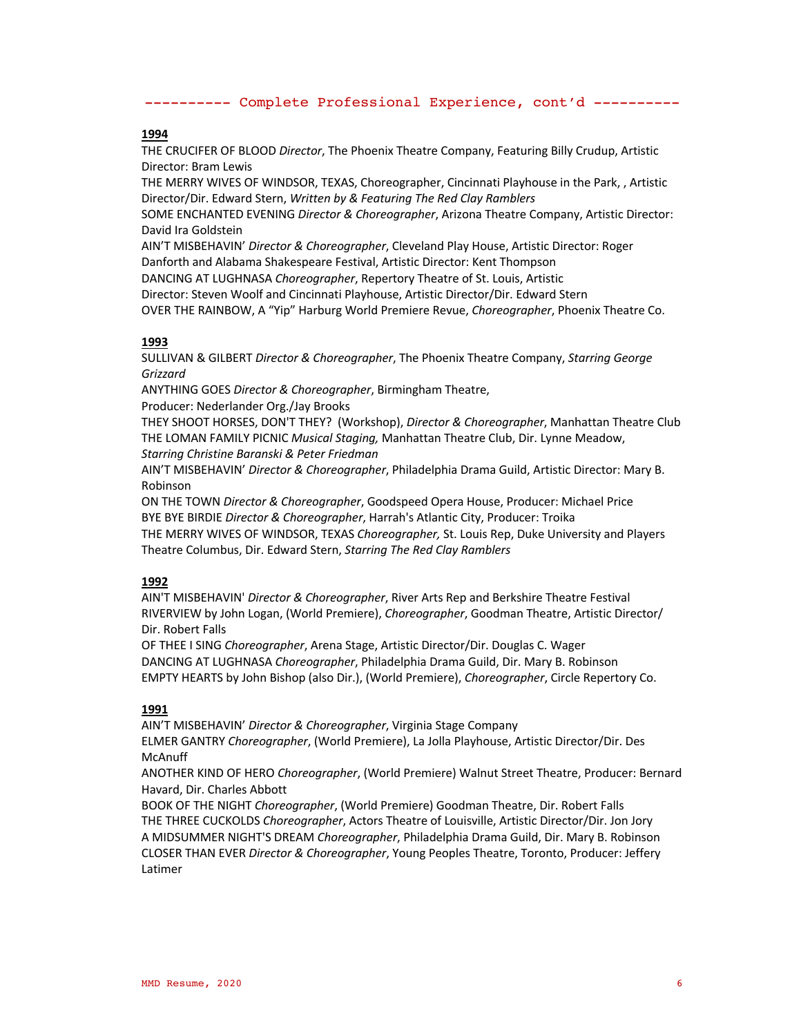## ---------- Complete Professional Experience, cont'd ----------

**1994**

THE CRUCIFER OF BLOOD *Director*, The Phoenix Theatre Company, Featuring Billy Crudup, Artistic Director: Bram Lewis

THE MERRY WIVES OF WINDSOR, TEXAS, Choreographer, Cincinnati Playhouse in the Park, , Artistic Director/Dir. Edward Stern, *Written by & Featuring The Red Clay Ramblers*

SOME ENCHANTED EVENING *Director & Choreographer*, Arizona Theatre Company, Artistic Director: David Ira Goldstein

AIN'T MISBEHAVIN' *Director & Choreographer*, Cleveland Play House, Artistic Director: Roger Danforth and Alabama Shakespeare Festival, Artistic Director: Kent Thompson

DANCING AT LUGHNASA *Choreographer*, Repertory Theatre of St. Louis, Artistic Director: Steven Woolf and Cincinnati Playhouse, Artistic Director/Dir. Edward Stern

OVER THE RAINBOW, A "Yip" Harburg World Premiere Revue, *Choreographer*, Phoenix Theatre Co.

**1993**

SULLIVAN & GILBERT *Director & Choreographer*, The Phoenix Theatre Company, *Starring George Grizzard*

ANYTHING GOES *Director & Choreographer*, Birmingham Theatre,
Producer: Nederlander Org./Jay Brooks

THEY SHOOT HORSES, DON'T THEY? (Workshop), *Director & Choreographer*, Manhattan Theatre Club

THE LOMAN FAMILY PICNIC *Musical Staging,* Manhattan Theatre Club, Dir. Lynne Meadow, *Starring Christine Baranski & Peter Friedman*

AIN'T MISBEHAVIN' *Director & Choreographer*, Philadelphia Drama Guild, Artistic Director: Mary B. Robinson

ON THE TOWN *Director & Choreographer*, Goodspeed Opera House, Producer: Michael Price

BYE BYE BIRDIE *Director & Choreographer*, Harrah's Atlantic City, Producer: Troika

THE MERRY WIVES OF WINDSOR, TEXAS *Choreographer,* St. Louis Rep, Duke University and Players Theatre Columbus, Dir. Edward Stern, *Starring The Red Clay Ramblers*

**1992**

AIN'T MISBEHAVIN' *Director & Choreographer*, River Arts Rep and Berkshire Theatre Festival

RIVERVIEW by John Logan, (World Premiere), *Choreographer*, Goodman Theatre, Artistic Director/ Dir. Robert Falls

OF THEE I SING *Choreographer*, Arena Stage, Artistic Director/Dir. Douglas C. Wager

DANCING AT LUGHNASA *Choreographer*, Philadelphia Drama Guild, Dir. Mary B. Robinson

EMPTY HEARTS by John Bishop (also Dir.), (World Premiere), *Choreographer*, Circle Repertory Co.

**1991**

AIN'T MISBEHAVIN' *Director & Choreographer*, Virginia Stage Company

ELMER GANTRY *Choreographer*, (World Premiere), La Jolla Playhouse, Artistic Director/Dir. Des McAnuff

ANOTHER KIND OF HERO *Choreographer*, (World Premiere) Walnut Street Theatre, Producer: Bernard Havard, Dir. Charles Abbott

BOOK OF THE NIGHT *Choreographer*, (World Premiere) Goodman Theatre, Dir. Robert Falls

THE THREE CUCKOLDS *Choreographer*, Actors Theatre of Louisville, Artistic Director/Dir. Jon Jory

A MIDSUMMER NIGHT'S DREAM *Choreographer*, Philadelphia Drama Guild, Dir. Mary B. Robinson

CLOSER THAN EVER *Director & Choreographer*, Young Peoples Theatre, Toronto, Producer: Jeffery Latimer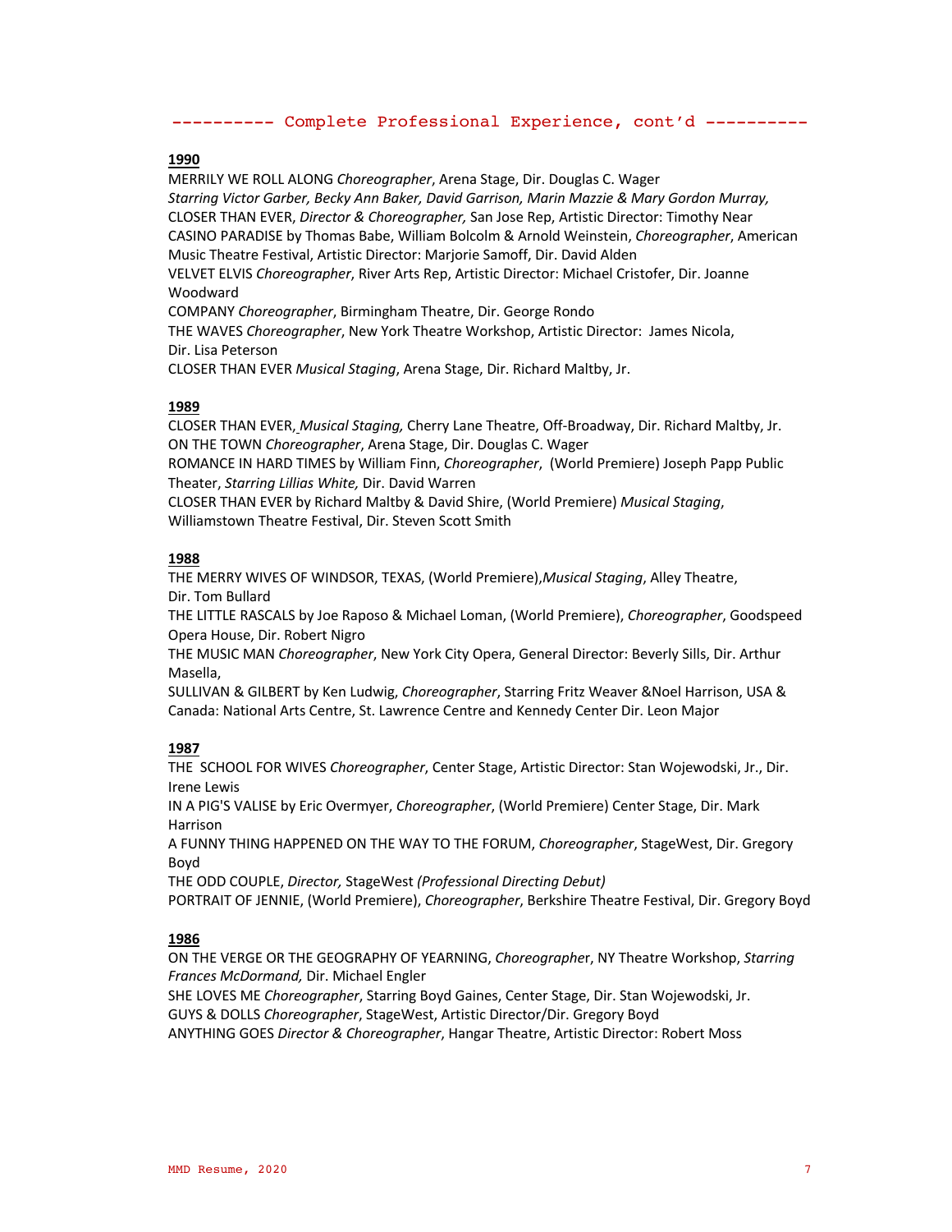---------- Complete Professional Experience, cont'd ----------

**<u>1990</u>**

MERRILY WE ROLL ALONG *Choreographer*, Arena Stage, Dir. Douglas C. Wager
*Starring Victor Garber, Becky Ann Baker, David Garrison, Marin Mazzie & Mary Gordon Murray,*
CLOSER THAN EVER, *Director & Choreographer,* San Jose Rep, Artistic Director: Timothy Near
CASINO PARADISE by Thomas Babe, William Bolcolm & Arnold Weinstein, *Choreographer*, American Music Theatre Festival, Artistic Director: Marjorie Samoff, Dir. David Alden
VELVET ELVIS *Choreographer*, River Arts Rep, Artistic Director: Michael Cristofer, Dir. Joanne Woodward
COMPANY *Choreographer*, Birmingham Theatre, Dir. George Rondo
THE WAVES *Choreographer*, New York Theatre Workshop, Artistic Director: James Nicola, Dir. Lisa Peterson
CLOSER THAN EVER *Musical Staging*, Arena Stage, Dir. Richard Maltby, Jr.

**<u>1989</u>**

CLOSER THAN EVER, *Musical Staging,* Cherry Lane Theatre, Off-Broadway, Dir. Richard Maltby, Jr.
ON THE TOWN *Choreographer*, Arena Stage, Dir. Douglas C. Wager
ROMANCE IN HARD TIMES by William Finn, *Choreographer*, (World Premiere) Joseph Papp Public Theater, *Starring Lillias White,* Dir. David Warren
CLOSER THAN EVER by Richard Maltby & David Shire, (World Premiere) *Musical Staging*, Williamstown Theatre Festival, Dir. Steven Scott Smith

**<u>1988</u>**

THE MERRY WIVES OF WINDSOR, TEXAS, (World Premiere),*Musical Staging*, Alley Theatre, Dir. Tom Bullard
THE LITTLE RASCALS by Joe Raposo & Michael Loman, (World Premiere), *Choreographer*, Goodspeed Opera House, Dir. Robert Nigro
THE MUSIC MAN *Choreographer*, New York City Opera, General Director: Beverly Sills, Dir. Arthur Masella,
SULLIVAN & GILBERT by Ken Ludwig, *Choreographer*, Starring Fritz Weaver &Noel Harrison, USA & Canada: National Arts Centre, St. Lawrence Centre and Kennedy Center Dir. Leon Major

**<u>1987</u>**

THE SCHOOL FOR WIVES *Choreographer*, Center Stage, Artistic Director: Stan Wojewodski, Jr., Dir. Irene Lewis
IN A PIG'S VALISE by Eric Overmyer, *Choreographer*, (World Premiere) Center Stage, Dir. Mark Harrison
A FUNNY THING HAPPENED ON THE WAY TO THE FORUM, *Choreographer*, StageWest, Dir. Gregory Boyd
THE ODD COUPLE, *Director,* StageWest *(Professional Directing Debut)*
PORTRAIT OF JENNIE, (World Premiere), *Choreographer*, Berkshire Theatre Festival, Dir. Gregory Boyd

**<u>1986</u>**

ON THE VERGE OR THE GEOGRAPHY OF YEARNING, *Choreographer*, NY Theatre Workshop, *Starring Frances McDormand,* Dir. Michael Engler
SHE LOVES ME *Choreographer*, Starring Boyd Gaines, Center Stage, Dir. Stan Wojewodski, Jr.
GUYS & DOLLS *Choreographer*, StageWest, Artistic Director/Dir. Gregory Boyd
ANYTHING GOES *Director & Choreographer*, Hangar Theatre, Artistic Director: Robert Moss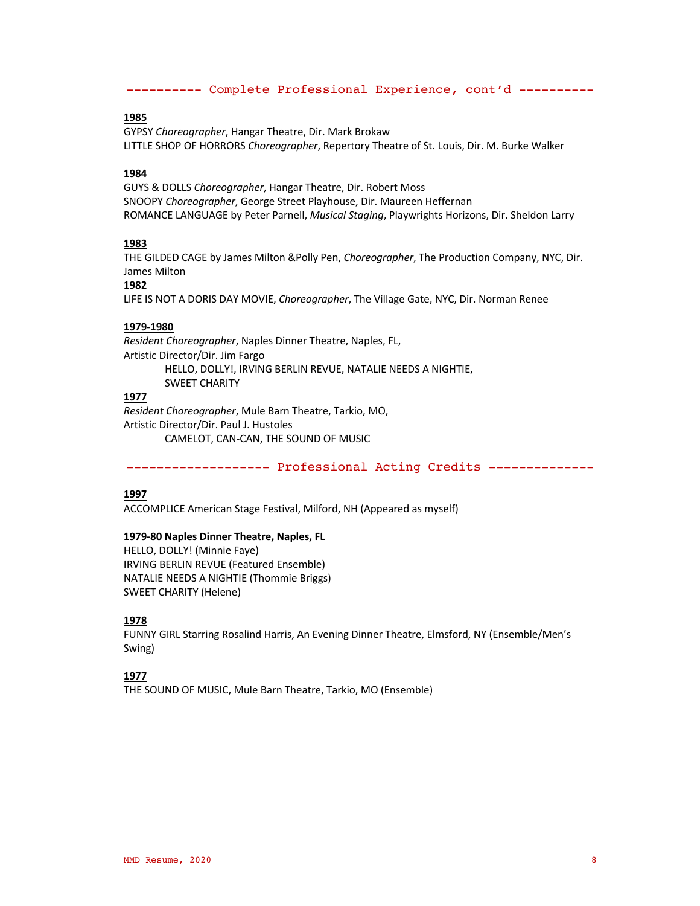## ---------- Complete Professional Experience, cont'd ----------

**<u>1985</u>**
GYPSY *Choreographer*, Hangar Theatre, Dir. Mark Brokaw
LITTLE SHOP OF HORRORS *Choreographer*, Repertory Theatre of St. Louis, Dir. M. Burke Walker

**<u>1984</u>**
GUYS & DOLLS *Choreographer*, Hangar Theatre, Dir. Robert Moss
SNOOPY *Choreographer*, George Street Playhouse, Dir. Maureen Heffernan
ROMANCE LANGUAGE by Peter Parnell, *Musical Staging*, Playwrights Horizons, Dir. Sheldon Larry

**<u>1983</u>**
THE GILDED CAGE by James Milton &Polly Pen, *Choreographer*, The Production Company, NYC, Dir. James Milton

**<u>1982</u>**
LIFE IS NOT A DORIS DAY MOVIE, *Choreographer*, The Village Gate, NYC, Dir. Norman Renee

**<u>1979-1980</u>**
*Resident Choreographer*, Naples Dinner Theatre, Naples, FL,
Artistic Director/Dir. Jim Fargo

> HELLO, DOLLY!, IRVING BERLIN REVUE, NATALIE NEEDS A NIGHTIE, SWEET CHARITY

**<u>1977</u>**
*Resident Choreographer*, Mule Barn Theatre, Tarkio, MO,
Artistic Director/Dir. Paul J. Hustoles

> CAMELOT, CAN-CAN, THE SOUND OF MUSIC

## ------------------- Professional Acting Credits --------------

**<u>1997</u>**
ACCOMPLICE American Stage Festival, Milford, NH (Appeared as myself)

**<u>1979-80 Naples Dinner Theatre, Naples, FL</u>**
HELLO, DOLLY! (Minnie Faye)
IRVING BERLIN REVUE (Featured Ensemble)
NATALIE NEEDS A NIGHTIE (Thommie Briggs)
SWEET CHARITY (Helene)

**<u>1978</u>**
FUNNY GIRL Starring Rosalind Harris, An Evening Dinner Theatre, Elmsford, NY (Ensemble/Men's Swing)

**<u>1977</u>**
THE SOUND OF MUSIC, Mule Barn Theatre, Tarkio, MO (Ensemble)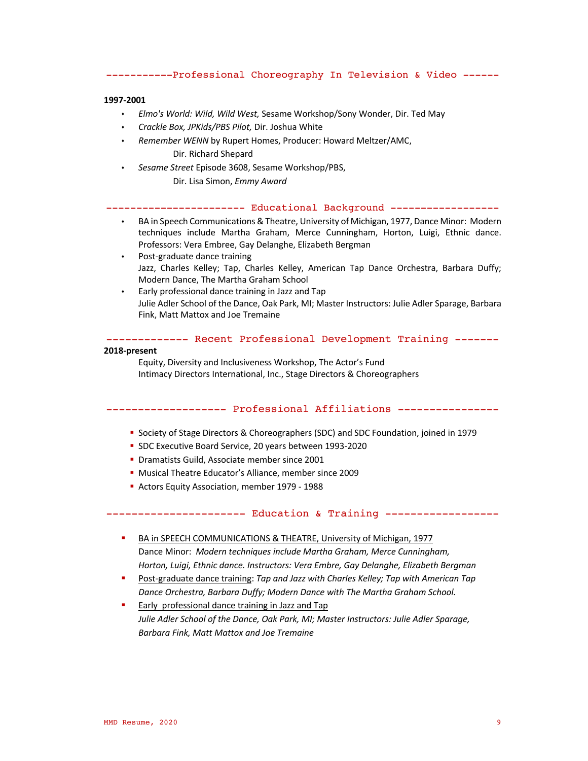## -----------Professional Choreography In Television & Video ------

**1997-2001**

- *Elmo's World: Wild, Wild West,* Sesame Workshop/Sony Wonder, Dir. Ted May
- *Crackle Box, JPKids/PBS Pilot,* Dir. Joshua White
- *Remember WENN* by Rupert Homes, Producer: Howard Meltzer/AMC, Dir. Richard Shepard
- *Sesame Street* Episode 3608, Sesame Workshop/PBS, Dir. Lisa Simon, *Emmy Award*

## ----------------------- Educational Background ------------------

- BA in Speech Communications & Theatre, University of Michigan, 1977, Dance Minor: Modern techniques include Martha Graham, Merce Cunningham, Horton, Luigi, Ethnic dance. Professors: Vera Embree, Gay Delanghe, Elizabeth Bergman
- Post-graduate dance training
  Jazz, Charles Kelley; Tap, Charles Kelley, American Tap Dance Orchestra, Barbara Duffy; Modern Dance, The Martha Graham School
- Early professional dance training in Jazz and Tap
  Julie Adler School of the Dance, Oak Park, MI; Master Instructors: Julie Adler Sparage, Barbara Fink, Matt Mattox and Joe Tremaine

## ------------- Recent Professional Development Training -------

**2018-present**

Equity, Diversity and Inclusiveness Workshop, The Actor's Fund
Intimacy Directors International, Inc., Stage Directors & Choreographers

## ------------------- Professional Affiliations ----------------

- Society of Stage Directors & Choreographers (SDC) and SDC Foundation, joined in 1979
- SDC Executive Board Service, 20 years between 1993-2020
- Dramatists Guild, Associate member since 2001
- Musical Theatre Educator's Alliance, member since 2009
- Actors Equity Association, member 1979 - 1988

## ---------------------- Education & Training ------------------

- BA in SPEECH COMMUNICATIONS & THEATRE, University of Michigan, 1977
  Dance Minor: *Modern techniques include Martha Graham, Merce Cunningham, Horton, Luigi, Ethnic dance. Instructors: Vera Embre, Gay Delanghe, Elizabeth Bergman*
- Post-graduate dance training: *Tap and Jazz with Charles Kelley; Tap with American Tap Dance Orchestra, Barbara Duffy; Modern Dance with The Martha Graham School.*
- Early professional dance training in Jazz and Tap
  *Julie Adler School of the Dance, Oak Park, MI; Master Instructors: Julie Adler Sparage, Barbara Fink, Matt Mattox and Joe Tremaine*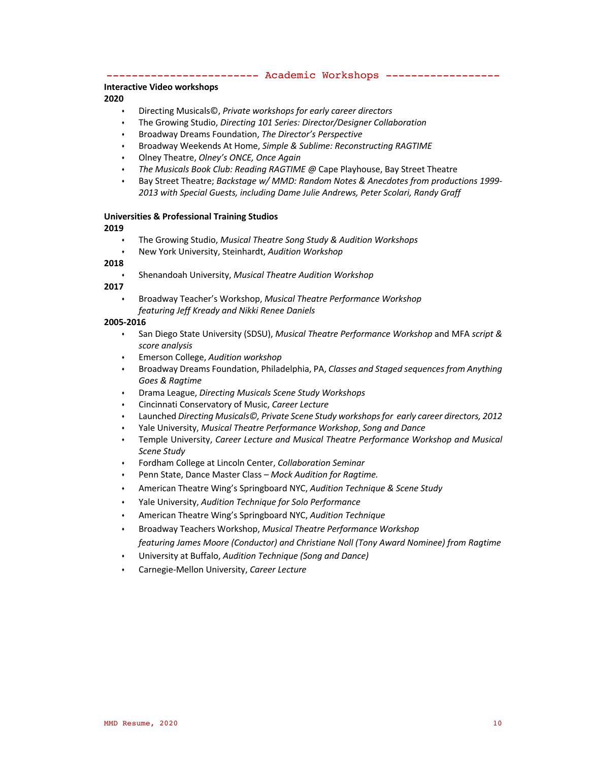## ------------------------ Academic Workshops ------------------

**Interactive Video workshops**

**2020**

- Directing Musicals©, *Private workshops for early career directors*
- The Growing Studio, *Directing 101 Series: Director/Designer Collaboration*
- Broadway Dreams Foundation, *The Director's Perspective*
- Broadway Weekends At Home, *Simple & Sublime: Reconstructing RAGTIME*
- Olney Theatre, *Olney's ONCE, Once Again*
- *The Musicals Book Club: Reading RAGTIME @* Cape Playhouse, Bay Street Theatre
- Bay Street Theatre; *Backstage w/ MMD: Random Notes & Anecdotes from productions 1999-2013 with Special Guests, including Dame Julie Andrews, Peter Scolari, Randy Graff*

**Universities & Professional Training Studios**

**2019**

- The Growing Studio, *Musical Theatre Song Study & Audition Workshops*
- New York University, Steinhardt, *Audition Workshop*

**2018**

- Shenandoah University, *Musical Theatre Audition Workshop*

**2017**

- Broadway Teacher's Workshop, *Musical Theatre Performance Workshop featuring Jeff Kready and Nikki Renee Daniels*

**2005-2016**

- San Diego State University (SDSU), *Musical Theatre Performance Workshop* and MFA *script & score analysis*
- Emerson College, *Audition workshop*
- Broadway Dreams Foundation, Philadelphia, PA, *Classes and Staged sequences from Anything Goes & Ragtime*
- Drama League, *Directing Musicals Scene Study Workshops*
- Cincinnati Conservatory of Music, *Career Lecture*
- Launched *Directing Musicals©, Private Scene Study workshops for early career directors, 2012*
- Yale University, *Musical Theatre Performance Workshop*, *Song and Dance*
- Temple University, *Career Lecture and Musical Theatre Performance Workshop and Musical Scene Study*
- Fordham College at Lincoln Center, *Collaboration Seminar*
- Penn State, Dance Master Class – *Mock Audition for Ragtime.*
- American Theatre Wing's Springboard NYC, *Audition Technique & Scene Study*
- Yale University, *Audition Technique for Solo Performance*
- American Theatre Wing's Springboard NYC, *Audition Technique*
- Broadway Teachers Workshop, *Musical Theatre Performance Workshop featuring James Moore (Conductor) and Christiane Noll (Tony Award Nominee) from Ragtime*
- University at Buffalo, *Audition Technique (Song and Dance)*
- Carnegie-Mellon University, *Career Lecture*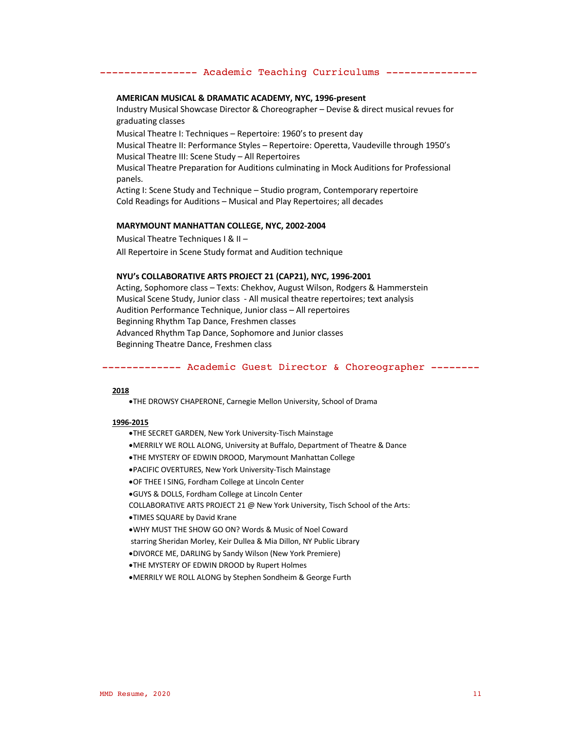## ---------------- Academic Teaching Curriculums ---------------

**AMERICAN MUSICAL & DRAMATIC ACADEMY, NYC, 1996-present**

Industry Musical Showcase Director & Choreographer – Devise & direct musical revues for graduating classes

Musical Theatre I: Techniques – Repertoire: 1960's to present day

Musical Theatre II: Performance Styles – Repertoire: Operetta, Vaudeville through 1950's

Musical Theatre III: Scene Study – All Repertoires

Musical Theatre Preparation for Auditions culminating in Mock Auditions for Professional panels.

Acting I: Scene Study and Technique – Studio program, Contemporary repertoire

Cold Readings for Auditions – Musical and Play Repertoires; all decades

**MARYMOUNT MANHATTAN COLLEGE, NYC, 2002-2004**

Musical Theatre Techniques I & II –

All Repertoire in Scene Study format and Audition technique

**NYU's COLLABORATIVE ARTS PROJECT 21 (CAP21), NYC, 1996-2001**

Acting, Sophomore class – Texts: Chekhov, August Wilson, Rodgers & Hammerstein

Musical Scene Study, Junior class - All musical theatre repertoires; text analysis

Audition Performance Technique, Junior class – All repertoires

Beginning Rhythm Tap Dance, Freshmen classes

Advanced Rhythm Tap Dance, Sophomore and Junior classes

Beginning Theatre Dance, Freshmen class

## ------------- Academic Guest Director & Choreographer --------

**2018**

- THE DROWSY CHAPERONE, Carnegie Mellon University, School of Drama

**1996-2015**

- THE SECRET GARDEN, New York University-Tisch Mainstage
- MERRILY WE ROLL ALONG, University at Buffalo, Department of Theatre & Dance
- THE MYSTERY OF EDWIN DROOD, Marymount Manhattan College
- PACIFIC OVERTURES, New York University-Tisch Mainstage
- OF THEE I SING, Fordham College at Lincoln Center
- GUYS & DOLLS, Fordham College at Lincoln Center

COLLABORATIVE ARTS PROJECT 21 @ New York University, Tisch School of the Arts:

- TIMES SQUARE by David Krane
- WHY MUST THE SHOW GO ON? Words & Music of Noel Coward starring Sheridan Morley, Keir Dullea & Mia Dillon, NY Public Library
- DIVORCE ME, DARLING by Sandy Wilson (New York Premiere)
- THE MYSTERY OF EDWIN DROOD by Rupert Holmes
- MERRILY WE ROLL ALONG by Stephen Sondheim & George Furth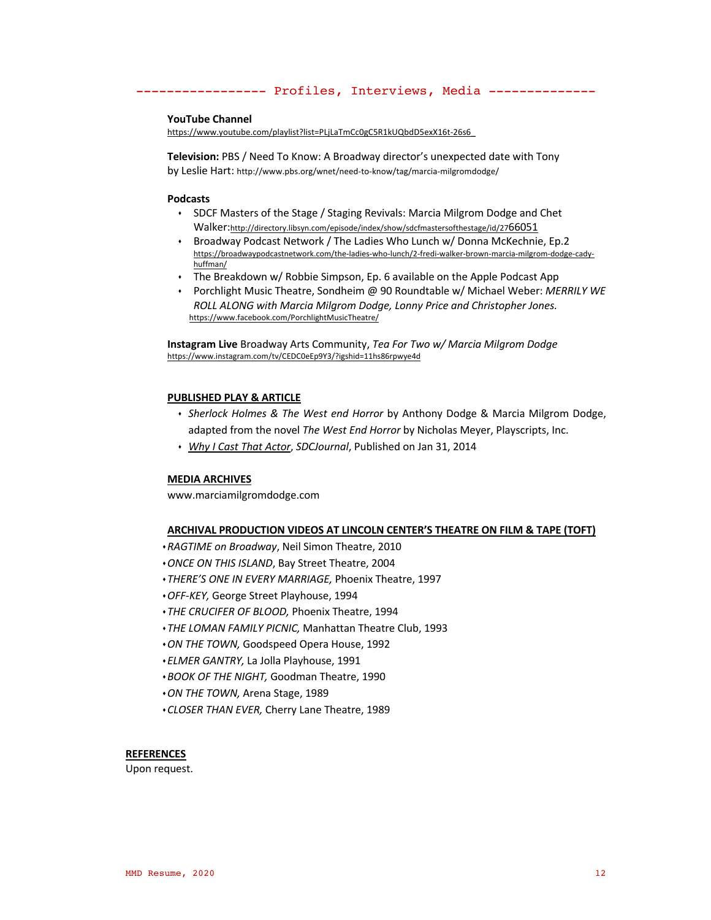## ----------------- Profiles, Interviews, Media --------------

**YouTube Channel**
https://www.youtube.com/playlist?list=PLjLaTmCc0gC5R1kUQbdD5exX16t-26s6

**Television:** PBS / Need To Know: A Broadway director's unexpected date with Tony by Leslie Hart: http://www.pbs.org/wnet/need-to-know/tag/marcia-milgromdodge/

**Podcasts**

- SDCF Masters of the Stage / Staging Revivals: Marcia Milgrom Dodge and Chet Walker:http://directory.libsyn.com/episode/index/show/sdcfmastersofthestage/id/2766051
- Broadway Podcast Network / The Ladies Who Lunch w/ Donna McKechnie, Ep.2 https://broadwaypodcastnetwork.com/the-ladies-who-lunch/2-fredi-walker-brown-marcia-milgrom-dodge-cady-huffman/
- The Breakdown w/ Robbie Simpson, Ep. 6 available on the Apple Podcast App
- Porchlight Music Theatre, Sondheim @ 90 Roundtable w/ Michael Weber: *MERRILY WE ROLL ALONG with Marcia Milgrom Dodge, Lonny Price and Christopher Jones.* https://www.facebook.com/PorchlightMusicTheatre/

**Instagram Live** Broadway Arts Community, *Tea For Two w/ Marcia Milgrom Dodge*
https://www.instagram.com/tv/CEDC0eEp9Y3/?igshid=11hs86rpwye4d

### PUBLISHED PLAY & ARTICLE

- *Sherlock Holmes & The West end Horror* by Anthony Dodge & Marcia Milgrom Dodge, adapted from the novel *The West End Horror* by Nicholas Meyer, Playscripts, Inc.
- *Why I Cast That Actor*, *SDCJournal*, Published on Jan 31, 2014

### MEDIA ARCHIVES

www.marciamilgromdodge.com

### ARCHIVAL PRODUCTION VIDEOS AT LINCOLN CENTER'S THEATRE ON FILM & TAPE (TOFT)

- *RAGTIME on Broadway*, Neil Simon Theatre, 2010
- *ONCE ON THIS ISLAND*, Bay Street Theatre, 2004
- *THERE'S ONE IN EVERY MARRIAGE,* Phoenix Theatre, 1997
- *OFF-KEY,* George Street Playhouse, 1994
- *THE CRUCIFER OF BLOOD,* Phoenix Theatre, 1994
- *THE LOMAN FAMILY PICNIC,* Manhattan Theatre Club, 1993
- *ON THE TOWN,* Goodspeed Opera House, 1992
- *ELMER GANTRY,* La Jolla Playhouse, 1991
- *BOOK OF THE NIGHT,* Goodman Theatre, 1990
- *ON THE TOWN,* Arena Stage, 1989
- *CLOSER THAN EVER,* Cherry Lane Theatre, 1989

### REFERENCES

Upon request.